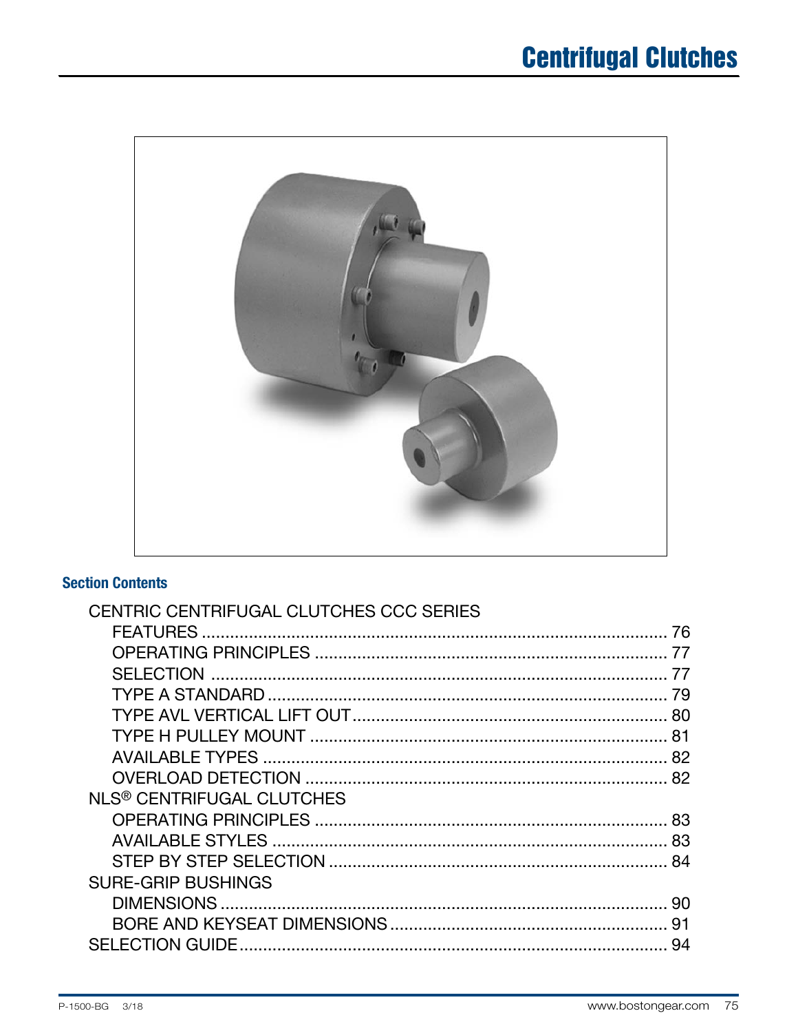# Centrifugal Clutches

## Section Contents

CENTRIC CENTRIFUGAL CLUTCHES CCC SERIES

- FEATURES ........................................ 76
- OPERATING PRINCIPLES ........................................ 77
- SELECTION ........................................ 77
- TYPE A STANDARD ........................................ 79
- TYPE AVL VERTICAL LIFT OUT ........................................ 80
- TYPE H PULLEY MOUNT ........................................ 81
- AVAILABLE TYPES ........................................ 82
- OVERLOAD DETECTION ........................................ 82

NLS® CENTRIFUGAL CLUTCHES

- OPERATING PRINCIPLES ........................................ 83
- AVAILABLE STYLES ........................................ 83
- STEP BY STEP SELECTION ........................................ 84

SURE-GRIP BUSHINGS

- DIMENSIONS ........................................ 90
- BORE AND KEYSEAT DIMENSIONS ........................................ 91

SELECTION GUIDE ........................................ 94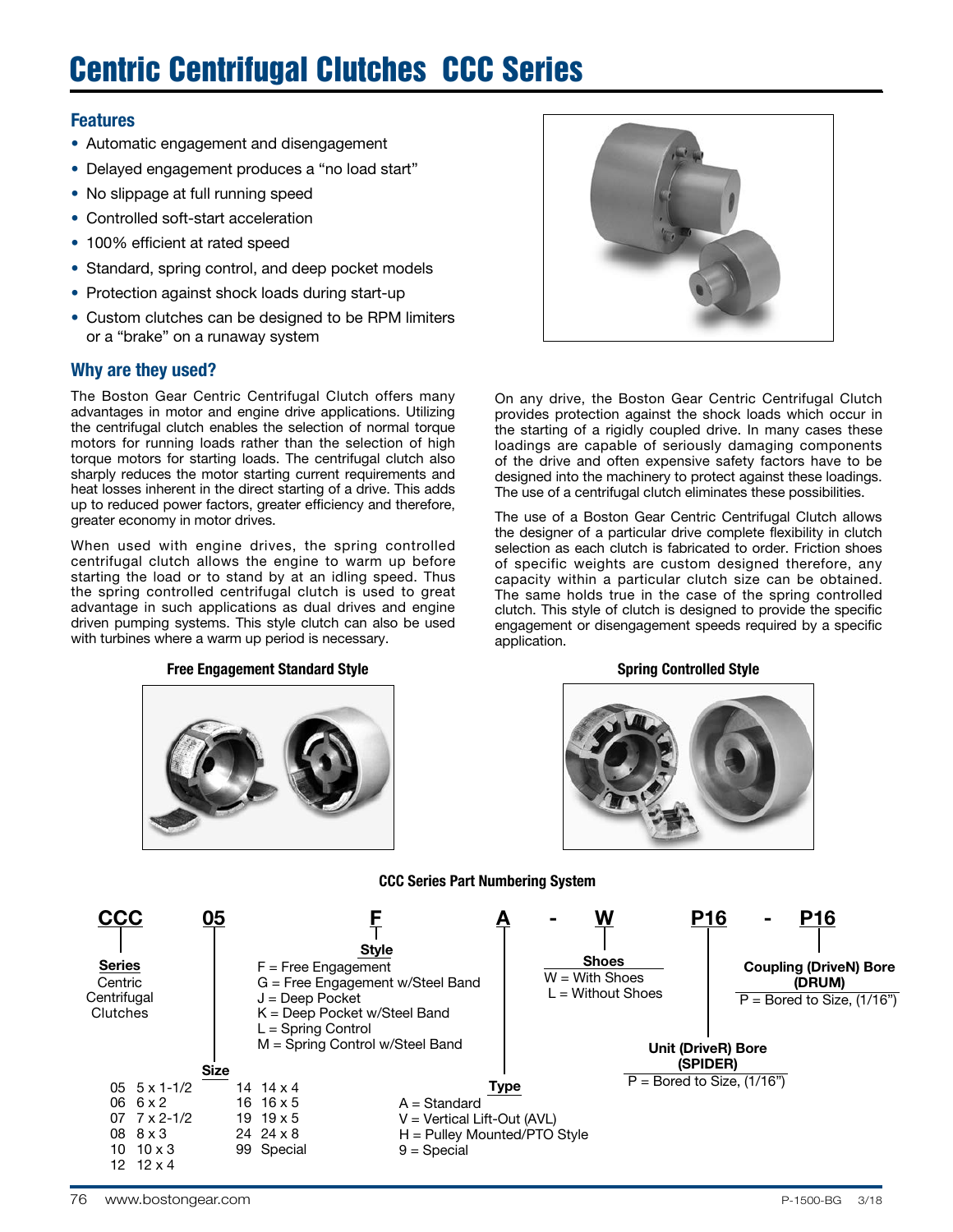# Centric Centrifugal Clutches CCC Series

## Features

- Automatic engagement and disengagement
- Delayed engagement produces a "no load start"
- No slippage at full running speed
- Controlled soft-start acceleration
- 100% efficient at rated speed
- Standard, spring control, and deep pocket models
- Protection against shock loads during start-up
- Custom clutches can be designed to be RPM limiters or a "brake" on a runaway system

## Why are they used?

The Boston Gear Centric Centrifugal Clutch offers many advantages in motor and engine drive applications. Utilizing the centrifugal clutch enables the selection of normal torque motors for running loads rather than the selection of high torque motors for starting loads. The centrifugal clutch also sharply reduces the motor starting current requirements and heat losses inherent in the direct starting of a drive. This adds up to reduced power factors, greater efficiency and therefore, greater economy in motor drives.

When used with engine drives, the spring controlled centrifugal clutch allows the engine to warm up before starting the load or to stand by at an idling speed. Thus the spring controlled centrifugal clutch is used to great advantage in such applications as dual drives and engine driven pumping systems. This style clutch can also be used with turbines where a warm up period is necessary.

On any drive, the Boston Gear Centric Centrifugal Clutch provides protection against the shock loads which occur in the starting of a rigidly coupled drive. In many cases these loadings are capable of seriously damaging components of the drive and often expensive safety factors have to be designed into the machinery to protect against these loadings. The use of a centrifugal clutch eliminates these possibilities.

The use of a Boston Gear Centric Centrifugal Clutch allows the designer of a particular drive complete flexibility in clutch selection as each clutch is fabricated to order. Friction shoes of specific weights are custom designed therefore, any capacity within a particular clutch size can be obtained. The same holds true in the case of the spring controlled clutch. This style of clutch is designed to provide the specific engagement or disengagement speeds required by a specific application.

**Free Engagement Standard Style**

**Spring Controlled Style**

### CCC Series Part Numbering System

**CCC 05 F A - W P16 - P16**

**Series**
- CCC = Centric Centrifugal Clutches

**Size**

| Code | Size | Code | Size |
|---|---|---|---|
| 05 | 5 x 1-1/2 | 14 | 14 x 4 |
| 06 | 6 x 2 | 16 | 16 x 5 |
| 07 | 7 x 2-1/2 | 19 | 19 x 5 |
| 08 | 8 x 3 | 24 | 24 x 8 |
| 10 | 10 x 3 | 99 | Special |
| 12 | 12 x 4 | | |

**Style**
- F = Free Engagement
- G = Free Engagement w/Steel Band
- J = Deep Pocket
- K = Deep Pocket w/Steel Band
- L = Spring Control
- M = Spring Control w/Steel Band

**Type**
- A = Standard
- V = Vertical Lift-Out (AVL)
- H = Pulley Mounted/PTO Style
- 9 = Special

**Shoes**
- W = With Shoes
- L = Without Shoes

**Unit (DriveR) Bore (SPIDER)**
- P = Bored to Size, (1/16")

**Coupling (DriveN) Bore (DRUM)**
- P = Bored to Size, (1/16")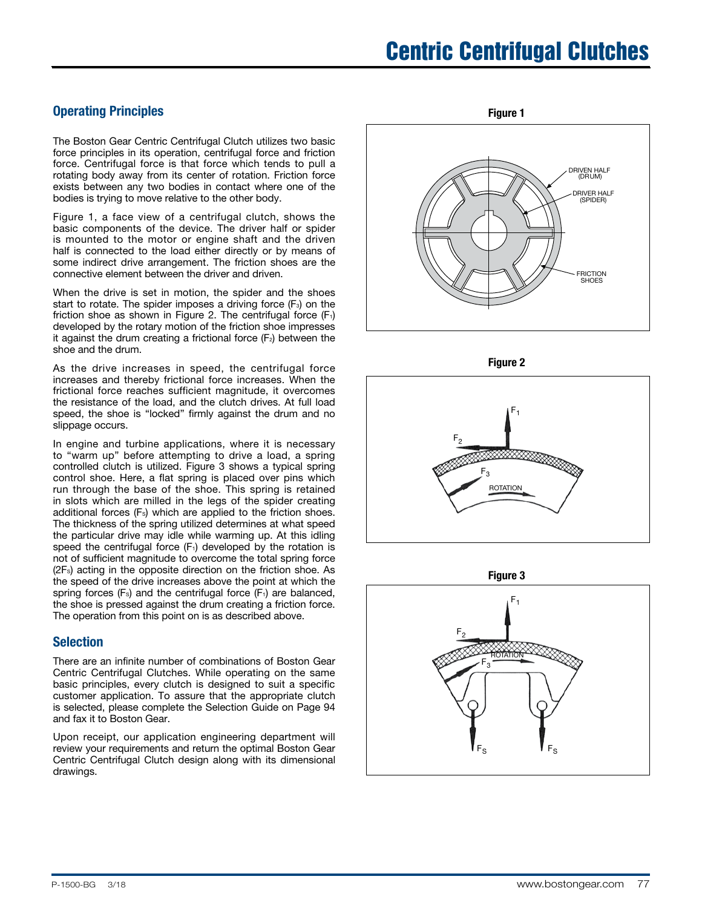# Centric Centrifugal Clutches

## Operating Principles

The Boston Gear Centric Centrifugal Clutch utilizes two basic force principles in its operation, centrifugal force and friction force. Centrifugal force is that force which tends to pull a rotating body away from its center of rotation. Friction force exists between any two bodies in contact where one of the bodies is trying to move relative to the other body.

Figure 1, a face view of a centrifugal clutch, shows the basic components of the device. The driver half or spider is mounted to the motor or engine shaft and the driven half is connected to the load either directly or by means of some indirect drive arrangement. The friction shoes are the connective element between the driver and driven.

When the drive is set in motion, the spider and the shoes start to rotate. The spider imposes a driving force ($F_3$) on the friction shoe as shown in Figure 2. The centrifugal force ($F_1$) developed by the rotary motion of the friction shoe impresses it against the drum creating a frictional force ($F_2$) between the shoe and the drum.

As the drive increases in speed, the centrifugal force increases and thereby frictional force increases. When the frictional force reaches sufficient magnitude, it overcomes the resistance of the load, and the clutch drives. At full load speed, the shoe is "locked" firmly against the drum and no slippage occurs.

In engine and turbine applications, where it is necessary to "warm up" before attempting to drive a load, a spring controlled clutch is utilized. Figure 3 shows a typical spring control shoe. Here, a flat spring is placed over pins which run through the base of the shoe. This spring is retained in slots which are milled in the legs of the spider creating additional forces ($F_s$) which are applied to the friction shoes. The thickness of the spring utilized determines at what speed the particular drive may idle while warming up. At this idling speed the centrifugal force ($F_1$) developed by the rotation is not of sufficient magnitude to overcome the total spring force ($2F_s$) acting in the opposite direction on the friction shoe. As the speed of the drive increases above the point at which the spring forces ($F_s$) and the centrifugal force ($F_1$) are balanced, the shoe is pressed against the drum creating a friction force. The operation from this point on is as described above.

## Selection

There are an infinite number of combinations of Boston Gear Centric Centrifugal Clutches. While operating on the same basic principles, every clutch is designed to suit a specific customer application. To assure that the appropriate clutch is selected, please complete the Selection Guide on Page 94 and fax it to Boston Gear.

Upon receipt, our application engineering department will review your requirements and return the optimal Boston Gear Centric Centrifugal Clutch design along with its dimensional drawings.

**Figure 1**

DRIVEN HALF (DRUM)
DRIVER HALF (SPIDER)
FRICTION SHOES

**Figure 2**

$F_1$, $F_2$, $F_3$, ROTATION

**Figure 3**

$F_1$, $F_2$, $F_3$, ROTATION, $F_S$, $F_S$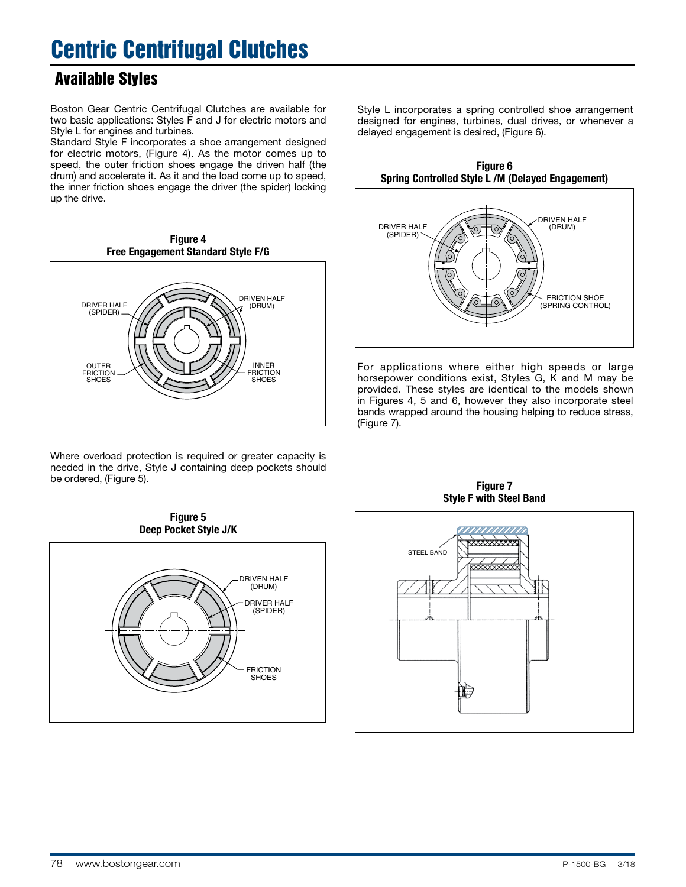# Centric Centrifugal Clutches

## Available Styles

Boston Gear Centric Centrifugal Clutches are available for two basic applications: Styles F and J for electric motors and Style L for engines and turbines.

Standard Style F incorporates a shoe arrangement designed for electric motors, (Figure 4). As the motor comes up to speed, the outer friction shoes engage the driven half (the drum) and accelerate it. As it and the load come up to speed, the inner friction shoes engage the driver (the spider) locking up the drive.

**Figure 4**
**Free Engagement Standard Style F/G**

DRIVER HALF (SPIDER)
DRIVEN HALF (DRUM)
OUTER FRICTION SHOES
INNER FRICTION SHOES

Where overload protection is required or greater capacity is needed in the drive, Style J containing deep pockets should be ordered, (Figure 5).

**Figure 5**
**Deep Pocket Style J/K**

DRIVEN HALF (DRUM)
DRIVER HALF (SPIDER)
FRICTION SHOES

Style L incorporates a spring controlled shoe arrangement designed for engines, turbines, dual drives, or whenever a delayed engagement is desired, (Figure 6).

**Figure 6**
**Spring Controlled Style L /M (Delayed Engagement)**

DRIVER HALF (SPIDER)
DRIVEN HALF (DRUM)
FRICTION SHOE (SPRING CONTROL)

For applications where either high speeds or large horsepower conditions exist, Styles G, K and M may be provided. These styles are identical to the models shown in Figures 4, 5 and 6, however they also incorporate steel bands wrapped around the housing helping to reduce stress, (Figure 7).

**Figure 7**
**Style F with Steel Band**

STEEL BAND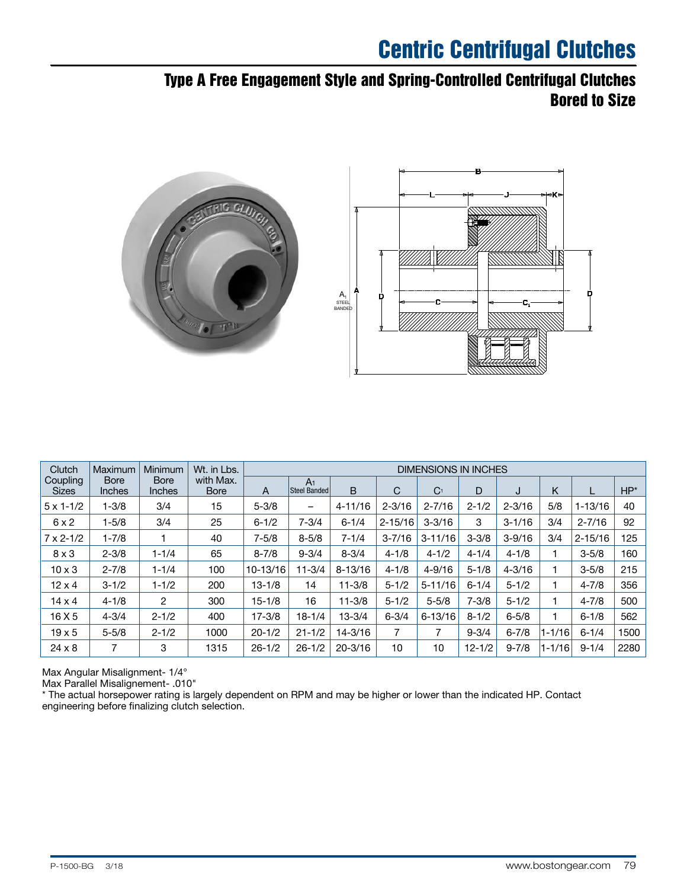# Centric Centrifugal Clutches

## Type A Free Engagement Style and Spring-Controlled Centrifugal Clutches Bored to Size

| Clutch Coupling Sizes | Maximum Bore Inches | Minimum Bore Inches | Wt. in Lbs. with Max. Bore | DIMENSIONS IN INCHES | | | | | | | | | |
|---|---|---|---|---|---|---|---|---|---|---|---|---|---|
| | | | | A | $A_1$ Steel Banded | B | C | $C_1$ | D | J | K | L | HP* |
| 5 x 1-1/2 | 1-3/8 | 3/4 | 15 | 5-3/8 | – | 4-11/16 | 2-3/16 | 2-7/16 | 2-1/2 | 2-3/16 | 5/8 | 1-13/16 | 40 |
| 6 x 2 | 1-5/8 | 3/4 | 25 | 6-1/2 | 7-3/4 | 6-1/4 | 2-15/16 | 3-3/16 | 3 | 3-1/16 | 3/4 | 2-7/16 | 92 |
| 7 x 2-1/2 | 1-7/8 | 1 | 40 | 7-5/8 | 8-5/8 | 7-1/4 | 3-7/16 | 3-11/16 | 3-3/8 | 3-9/16 | 3/4 | 2-15/16 | 125 |
| 8 x 3 | 2-3/8 | 1-1/4 | 65 | 8-7/8 | 9-3/4 | 8-3/4 | 4-1/8 | 4-1/2 | 4-1/4 | 4-1/8 | 1 | 3-5/8 | 160 |
| 10 x 3 | 2-7/8 | 1-1/4 | 100 | 10-13/16 | 11-3/4 | 8-13/16 | 4-1/8 | 4-9/16 | 5-1/8 | 4-3/16 | 1 | 3-5/8 | 215 |
| 12 x 4 | 3-1/2 | 1-1/2 | 200 | 13-1/8 | 14 | 11-3/8 | 5-1/2 | 5-11/16 | 6-1/4 | 5-1/2 | 1 | 4-7/8 | 356 |
| 14 x 4 | 4-1/8 | 2 | 300 | 15-1/8 | 16 | 11-3/8 | 5-1/2 | 5-5/8 | 7-3/8 | 5-1/2 | 1 | 4-7/8 | 500 |
| 16 X 5 | 4-3/4 | 2-1/2 | 400 | 17-3/8 | 18-1/4 | 13-3/4 | 6-3/4 | 6-13/16 | 8-1/2 | 6-5/8 | 1 | 6-1/8 | 562 |
| 19 x 5 | 5-5/8 | 2-1/2 | 1000 | 20-1/2 | 21-1/2 | 14-3/16 | 7 | 7 | 9-3/4 | 6-7/8 | 1-1/16 | 6-1/4 | 1500 |
| 24 x 8 | 7 | 3 | 1315 | 26-1/2 | 26-1/2 | 20-3/16 | 10 | 10 | 12-1/2 | 9-7/8 | 1-1/16 | 9-1/4 | 2280 |

Max Angular Misalignment- 1/4°
Max Parallel Misalignement- .010"
* The actual horsepower rating is largely dependent on RPM and may be higher or lower than the indicated HP. Contact engineering before finalizing clutch selection.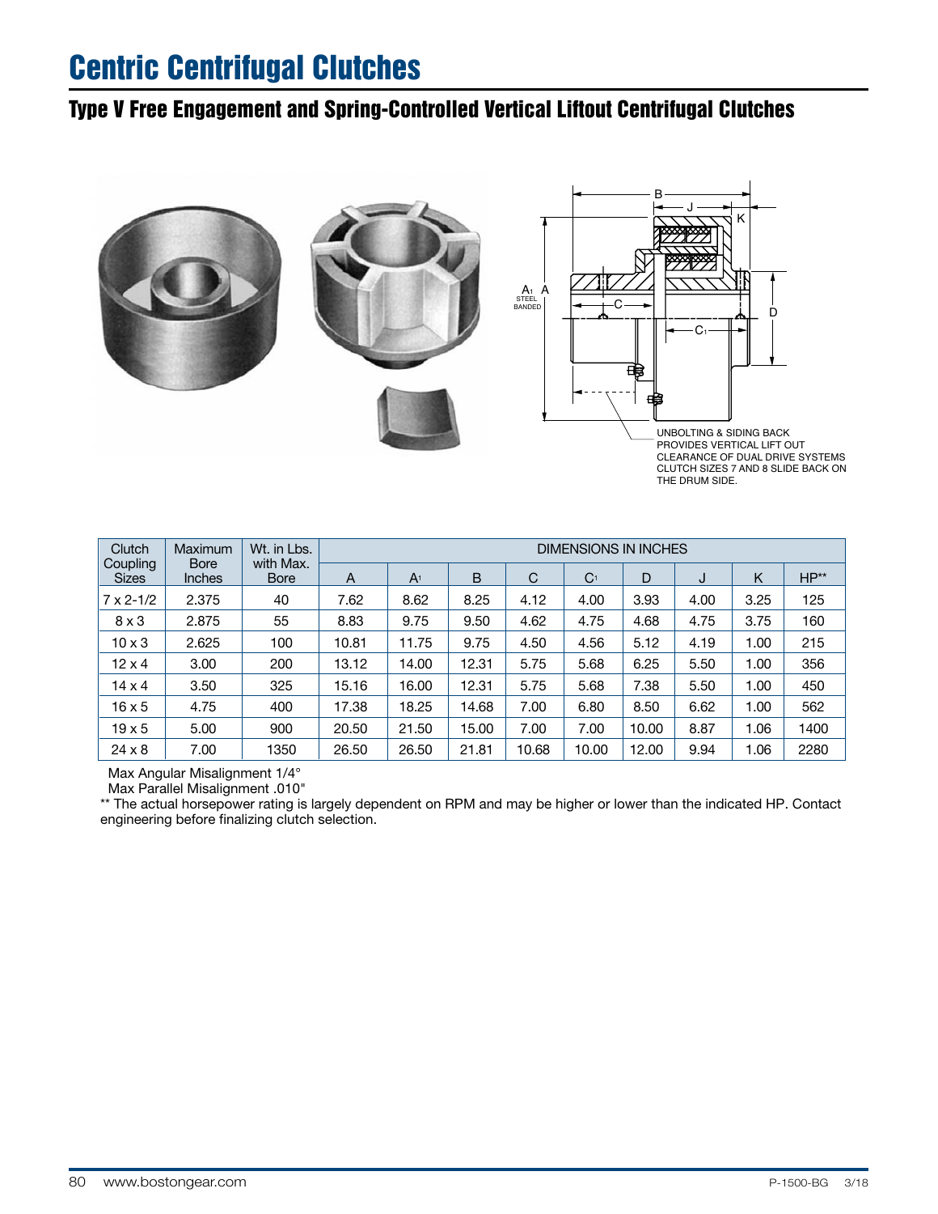# Centric Centrifugal Clutches

## Type V Free Engagement and Spring-Controlled Vertical Liftout Centrifugal Clutches

UNBOLTING & SIDING BACK PROVIDES VERTICAL LIFT OUT CLEARANCE OF DUAL DRIVE SYSTEMS CLUTCH SIZES 7 AND 8 SLIDE BACK ON THE DRUM SIDE.

| Clutch Coupling Sizes | Maximum Bore Inches | Wt. in Lbs. with Max. Bore | DIMENSIONS IN INCHES | | | | | | | | |
|---|---|---|---|---|---|---|---|---|---|---|---|
| | | | A | $A_1$ | B | C | $C_1$ | D | J | K | HP** |
| 7 x 2-1/2 | 2.375 | 40 | 7.62 | 8.62 | 8.25 | 4.12 | 4.00 | 3.93 | 4.00 | 3.25 | 125 |
| 8 x 3 | 2.875 | 55 | 8.83 | 9.75 | 9.50 | 4.62 | 4.75 | 4.68 | 4.75 | 3.75 | 160 |
| 10 x 3 | 2.625 | 100 | 10.81 | 11.75 | 9.75 | 4.50 | 4.56 | 5.12 | 4.19 | 1.00 | 215 |
| 12 x 4 | 3.00 | 200 | 13.12 | 14.00 | 12.31 | 5.75 | 5.68 | 6.25 | 5.50 | 1.00 | 356 |
| 14 x 4 | 3.50 | 325 | 15.16 | 16.00 | 12.31 | 5.75 | 5.68 | 7.38 | 5.50 | 1.00 | 450 |
| 16 x 5 | 4.75 | 400 | 17.38 | 18.25 | 14.68 | 7.00 | 6.80 | 8.50 | 6.62 | 1.00 | 562 |
| 19 x 5 | 5.00 | 900 | 20.50 | 21.50 | 15.00 | 7.00 | 7.00 | 10.00 | 8.87 | 1.06 | 1400 |
| 24 x 8 | 7.00 | 1350 | 26.50 | 26.50 | 21.81 | 10.68 | 10.00 | 12.00 | 9.94 | 1.06 | 2280 |

Max Angular Misalignment 1/4°

Max Parallel Misalignment .010"

** The actual horsepower rating is largely dependent on RPM and may be higher or lower than the indicated HP. Contact engineering before finalizing clutch selection.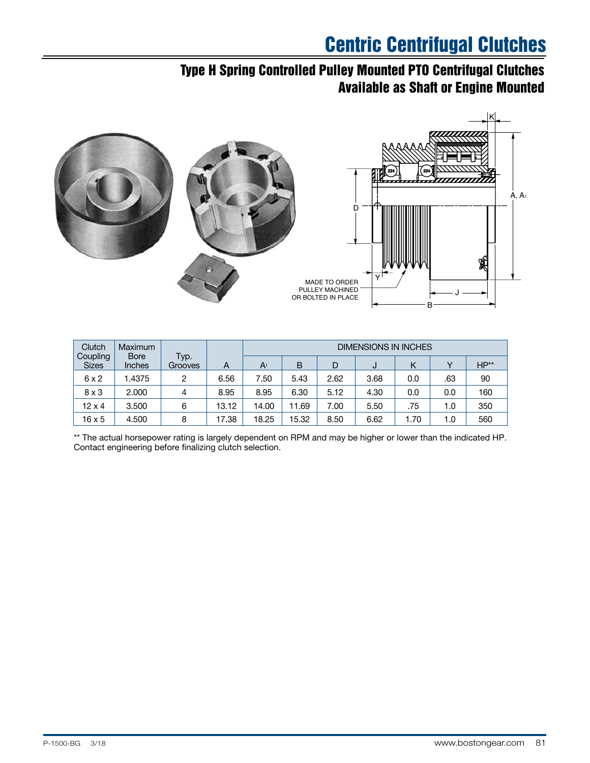# Centric Centrifugal Clutches

## Type H Spring Controlled Pulley Mounted PTO Centrifugal Clutches Available as Shaft or Engine Mounted

MADE TO ORDER PULLEY MACHINED OR BOLTED IN PLACE

| Clutch Coupling Sizes | Maximum Bore Inches | Typ. Grooves | A | DIMENSIONS IN INCHES | | | | | | |
|---|---|---|---|---|---|---|---|---|---|---|
| | | | | $A_1$ | B | D | J | K | Y | HP** |
| 6 x 2 | 1.4375 | 2 | 6.56 | 7.50 | 5.43 | 2.62 | 3.68 | 0.0 | .63 | 90 |
| 8 x 3 | 2.000 | 4 | 8.95 | 8.95 | 6.30 | 5.12 | 4.30 | 0.0 | 0.0 | 160 |
| 12 x 4 | 3.500 | 6 | 13.12 | 14.00 | 11.69 | 7.00 | 5.50 | .75 | 1.0 | 350 |
| 16 x 5 | 4.500 | 8 | 17.38 | 18.25 | 15.32 | 8.50 | 6.62 | 1.70 | 1.0 | 560 |

** The actual horsepower rating is largely dependent on RPM and may be higher or lower than the indicated HP. Contact engineering before finalizing clutch selection.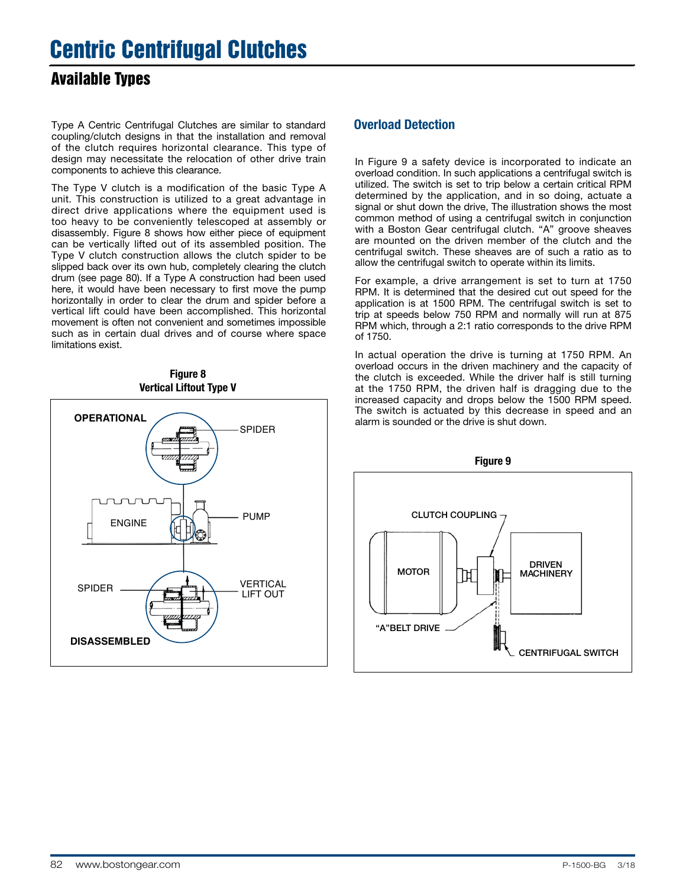# Centric Centrifugal Clutches

## Available Types

Type A Centric Centrifugal Clutches are similar to standard coupling/clutch designs in that the installation and removal of the clutch requires horizontal clearance. This type of design may necessitate the relocation of other drive train components to achieve this clearance.

The Type V clutch is a modification of the basic Type A unit. This construction is utilized to a great advantage in direct drive applications where the equipment used is too heavy to be conveniently telescoped at assembly or disassembly. Figure 8 shows how either piece of equipment can be vertically lifted out of its assembled position. The Type V clutch construction allows the clutch spider to be slipped back over its own hub, completely clearing the clutch drum (see page 80). If a Type A construction had been used here, it would have been necessary to first move the pump horizontally in order to clear the drum and spider before a vertical lift could have been accomplished. This horizontal movement is often not convenient and sometimes impossible such as in certain dual drives and of course where space limitations exist.

**Figure 8**
**Vertical Liftout Type V**

OPERATIONAL
SPIDER
ENGINE
PUMP
SPIDER
VERTICAL LIFT OUT
DISASSEMBLED

### Overload Detection

In Figure 9 a safety device is incorporated to indicate an overload condition. In such applications a centrifugal switch is utilized. The switch is set to trip below a certain critical RPM determined by the application, and in so doing, actuate a signal or shut down the drive, The illustration shows the most common method of using a centrifugal switch in conjunction with a Boston Gear centrifugal clutch. "A" groove sheaves are mounted on the driven member of the clutch and the centrifugal switch. These sheaves are of such a ratio as to allow the centrifugal switch to operate within its limits.

For example, a drive arrangement is set to turn at 1750 RPM. It is determined that the desired cut out speed for the application is at 1500 RPM. The centrifugal switch is set to trip at speeds below 750 RPM and normally will run at 875 RPM which, through a 2:1 ratio corresponds to the drive RPM of 1750.

In actual operation the drive is turning at 1750 RPM. An overload occurs in the driven machinery and the capacity of the clutch is exceeded. While the driver half is still turning at the 1750 RPM, the driven half is dragging due to the increased capacity and drops below the 1500 RPM speed. The switch is actuated by this decrease in speed and an alarm is sounded or the drive is shut down.

**Figure 9**

CLUTCH COUPLING
MOTOR
DRIVEN MACHINERY
"A"BELT DRIVE
CENTRIFUGAL SWITCH